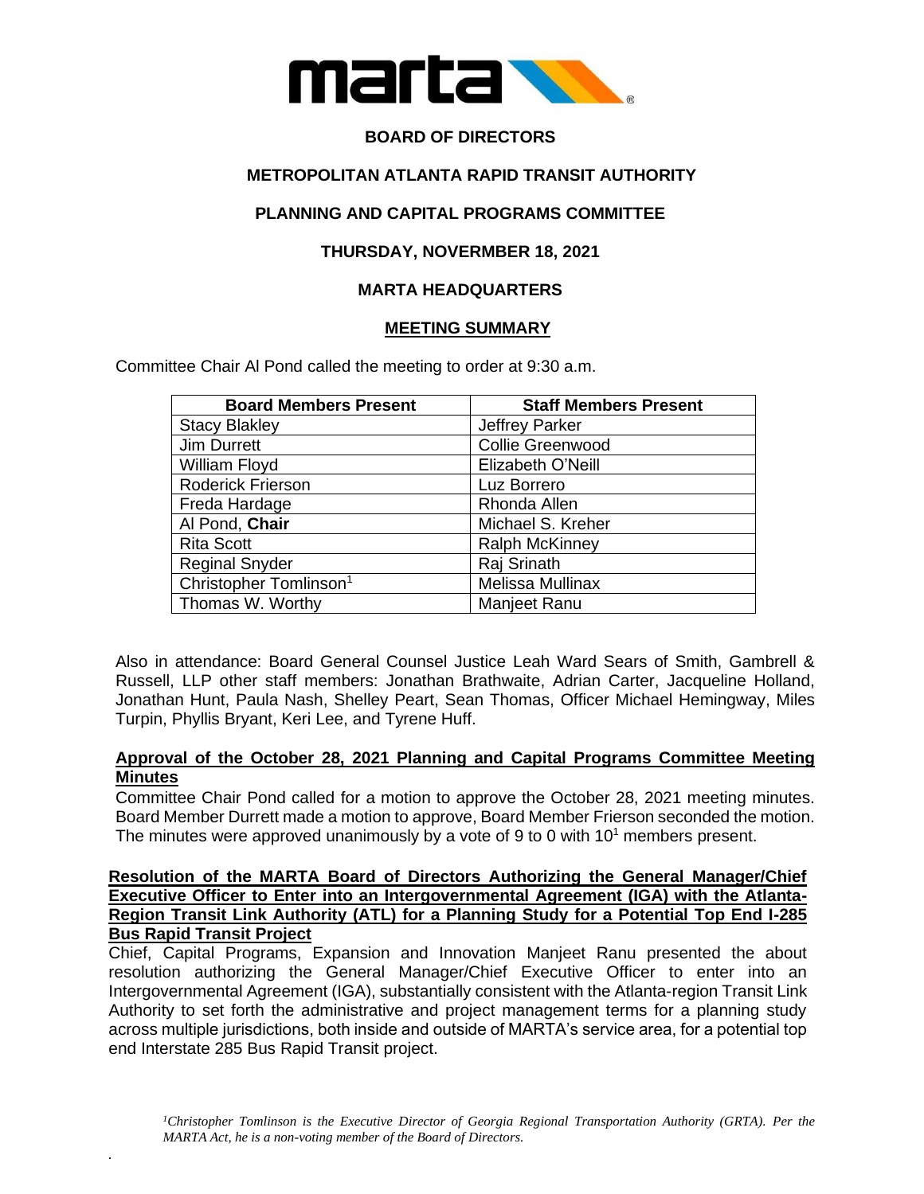# BOARD OF DIRECTORS

## METROPOLITAN ATLANTA RAPID TRANSIT AUTHORITY

## PLANNING AND CAPITAL PROGRAMS COMMITTEE

## THURSDAY, NOVERMBER 18, 2021

## MARTA HEADQUARTERS

## MEETING SUMMARY

Committee Chair Al Pond called the meeting to order at 9:30 a.m.

| Board Members Present | Staff Members Present |
|---|---|
| Stacy Blakley | Jeffrey Parker |
| Jim Durrett | Collie Greenwood |
| William Floyd | Elizabeth O'Neill |
| Roderick Frierson | Luz Borrero |
| Freda Hardage | Rhonda Allen |
| Al Pond, **Chair** | Michael S. Kreher |
| Rita Scott | Ralph McKinney |
| Reginal Snyder | Raj Srinath |
| Christopher Tomlinson[1] | Melissa Mullinax |
| Thomas W. Worthy | Manjeet Ranu |

Also in attendance: Board General Counsel Justice Leah Ward Sears of Smith, Gambrell & Russell, LLP other staff members: Jonathan Brathwaite, Adrian Carter, Jacqueline Holland, Jonathan Hunt, Paula Nash, Shelley Peart, Sean Thomas, Officer Michael Hemingway, Miles Turpin, Phyllis Bryant, Keri Lee, and Tyrene Huff.

**Approval of the October 28, 2021 Planning and Capital Programs Committee Meeting Minutes**

Committee Chair Pond called for a motion to approve the October 28, 2021 meeting minutes. Board Member Durrett made a motion to approve, Board Member Frierson seconded the motion. The minutes were approved unanimously by a vote of 9 to 0 with 10[1] members present.

**Resolution of the MARTA Board of Directors Authorizing the General Manager/Chief Executive Officer to Enter into an Intergovernmental Agreement (IGA) with the Atlanta-Region Transit Link Authority (ATL) for a Planning Study for a Potential Top End I-285 Bus Rapid Transit Project**

Chief, Capital Programs, Expansion and Innovation Manjeet Ranu presented the about resolution authorizing the General Manager/Chief Executive Officer to enter into an Intergovernmental Agreement (IGA), substantially consistent with the Atlanta-region Transit Link Authority to set forth the administrative and project management terms for a planning study across multiple jurisdictions, both inside and outside of MARTA's service area, for a potential top end Interstate 285 Bus Rapid Transit project.

*[1]Christopher Tomlinson is the Executive Director of Georgia Regional Transportation Authority (GRTA). Per the MARTA Act, he is a non-voting member of the Board of Directors.*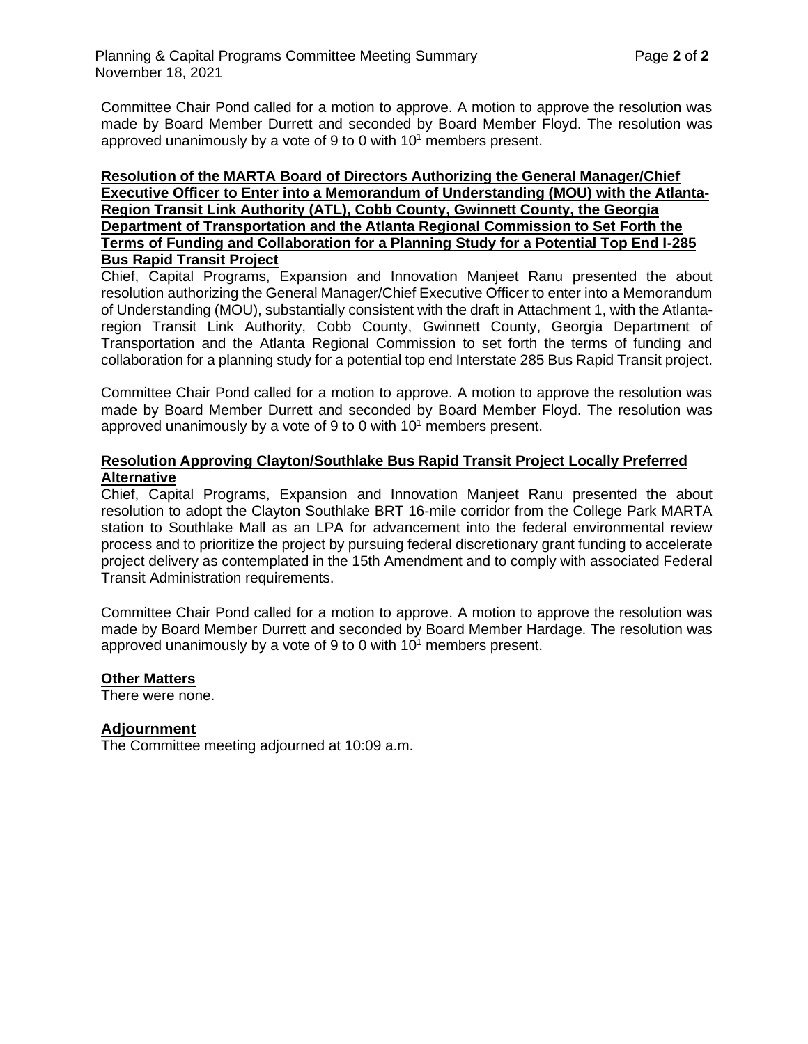Committee Chair Pond called for a motion to approve. A motion to approve the resolution was made by Board Member Durrett and seconded by Board Member Floyd. The resolution was approved unanimously by a vote of 9 to 0 with 10[1] members present.

**Resolution of the MARTA Board of Directors Authorizing the General Manager/Chief Executive Officer to Enter into a Memorandum of Understanding (MOU) with the Atlanta-Region Transit Link Authority (ATL), Cobb County, Gwinnett County, the Georgia Department of Transportation and the Atlanta Regional Commission to Set Forth the Terms of Funding and Collaboration for a Planning Study for a Potential Top End I-285 Bus Rapid Transit Project**

Chief, Capital Programs, Expansion and Innovation Manjeet Ranu presented the about resolution authorizing the General Manager/Chief Executive Officer to enter into a Memorandum of Understanding (MOU), substantially consistent with the draft in Attachment 1, with the Atlanta-region Transit Link Authority, Cobb County, Gwinnett County, Georgia Department of Transportation and the Atlanta Regional Commission to set forth the terms of funding and collaboration for a planning study for a potential top end Interstate 285 Bus Rapid Transit project.

Committee Chair Pond called for a motion to approve. A motion to approve the resolution was made by Board Member Durrett and seconded by Board Member Floyd. The resolution was approved unanimously by a vote of 9 to 0 with 10[1] members present.

**Resolution Approving Clayton/Southlake Bus Rapid Transit Project Locally Preferred Alternative**

Chief, Capital Programs, Expansion and Innovation Manjeet Ranu presented the about resolution to adopt the Clayton Southlake BRT 16-mile corridor from the College Park MARTA station to Southlake Mall as an LPA for advancement into the federal environmental review process and to prioritize the project by pursuing federal discretionary grant funding to accelerate project delivery as contemplated in the 15th Amendment and to comply with associated Federal Transit Administration requirements.

Committee Chair Pond called for a motion to approve. A motion to approve the resolution was made by Board Member Durrett and seconded by Board Member Hardage. The resolution was approved unanimously by a vote of 9 to 0 with 10[1] members present.

**Other Matters**

There were none.

**Adjournment**

The Committee meeting adjourned at 10:09 a.m.